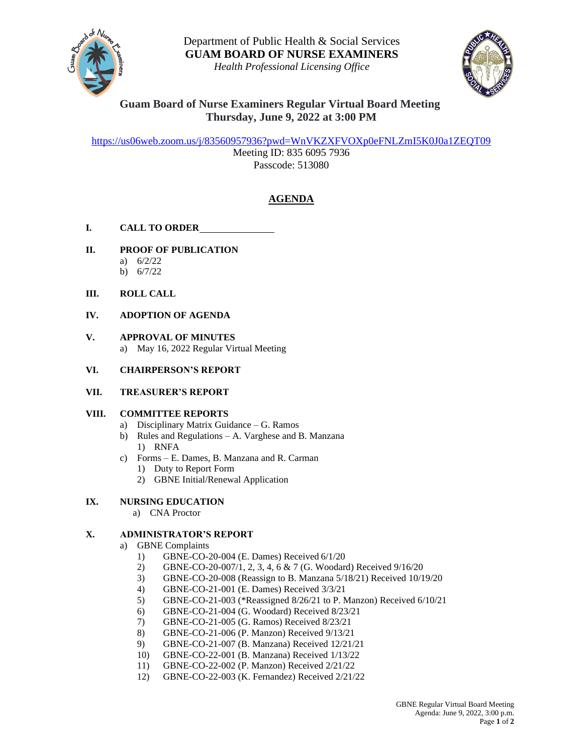Department of Public Health & Social Services

**GUAM BOARD OF NURSE EXAMINERS**

*Health Professional Licensing Office*

## Guam Board of Nurse Examiners Regular Virtual Board Meeting
## Thursday, June 9, 2022 at 3:00 PM

https://us06web.zoom.us/j/83560957936?pwd=WnVKZXFVOXp0eFNLZmI5K0J0a1ZEQT09

Meeting ID: 835 6095 7936

Passcode: 513080

## AGENDA

**I. CALL TO ORDER**\_\_\_\_\_\_\_\_\_\_\_\_\_\_\_

**II. PROOF OF PUBLICATION**

a) 6/2/22
b) 6/7/22

**III. ROLL CALL**

**IV. ADOPTION OF AGENDA**

**V. APPROVAL OF MINUTES**

a) May 16, 2022 Regular Virtual Meeting

**VI. CHAIRPERSON'S REPORT**

**VII. TREASURER'S REPORT**

**VIII. COMMITTEE REPORTS**

a) Disciplinary Matrix Guidance – G. Ramos
b) Rules and Regulations – A. Varghese and B. Manzana
   1) RNFA
c) Forms – E. Dames, B. Manzana and R. Carman
   1) Duty to Report Form
   2) GBNE Initial/Renewal Application

**IX. NURSING EDUCATION**

a) CNA Proctor

**X. ADMINISTRATOR'S REPORT**

a) GBNE Complaints
   1) GBNE-CO-20-004 (E. Dames) Received 6/1/20
   2) GBNE-CO-20-007/1, 2, 3, 4, 6 & 7 (G. Woodard) Received 9/16/20
   3) GBNE-CO-20-008 (Reassign to B. Manzana 5/18/21) Received 10/19/20
   4) GBNE-CO-21-001 (E. Dames) Received 3/3/21
   5) GBNE-CO-21-003 (*Reassigned 8/26/21 to P. Manzon) Received 6/10/21
   6) GBNE-CO-21-004 (G. Woodard) Received 8/23/21
   7) GBNE-CO-21-005 (G. Ramos) Received 8/23/21
   8) GBNE-CO-21-006 (P. Manzon) Received 9/13/21
   9) GBNE-CO-21-007 (B. Manzana) Received 12/21/21
   10) GBNE-CO-22-001 (B. Manzana) Received 1/13/22
   11) GBNE-CO-22-002 (P. Manzon) Received 2/21/22
   12) GBNE-CO-22-003 (K. Fernandez) Received 2/21/22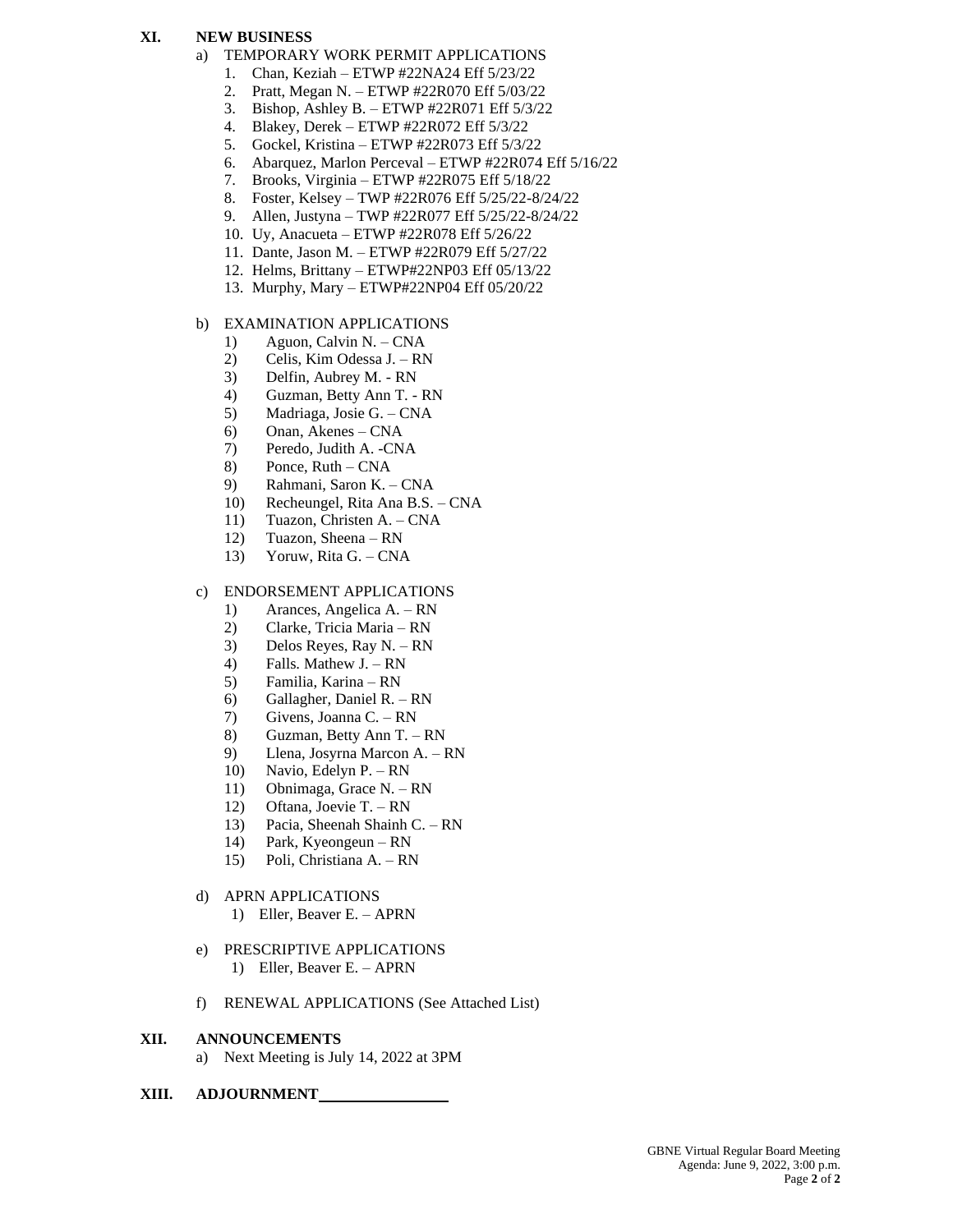## XI. NEW BUSINESS

a) TEMPORARY WORK PERMIT APPLICATIONS

1. Chan, Keziah – ETWP #22NA24 Eff 5/23/22
2. Pratt, Megan N. – ETWP #22R070 Eff 5/03/22
3. Bishop, Ashley B. – ETWP #22R071 Eff 5/3/22
4. Blakey, Derek – ETWP #22R072 Eff 5/3/22
5. Gockel, Kristina – ETWP #22R073 Eff 5/3/22
6. Abarquez, Marlon Perceval – ETWP #22R074 Eff 5/16/22
7. Brooks, Virginia – ETWP #22R075 Eff 5/18/22
8. Foster, Kelsey – TWP #22R076 Eff 5/25/22-8/24/22
9. Allen, Justyna – TWP #22R077 Eff 5/25/22-8/24/22
10. Uy, Anacueta – ETWP #22R078 Eff 5/26/22
11. Dante, Jason M. – ETWP #22R079 Eff 5/27/22
12. Helms, Brittany – ETWP#22NP03 Eff 05/13/22
13. Murphy, Mary – ETWP#22NP04 Eff 05/20/22

b) EXAMINATION APPLICATIONS

1) Aguon, Calvin N. – CNA
2) Celis, Kim Odessa J. – RN
3) Delfin, Aubrey M. - RN
4) Guzman, Betty Ann T. - RN
5) Madriaga, Josie G. – CNA
6) Onan, Akenes – CNA
7) Peredo, Judith A. -CNA
8) Ponce, Ruth – CNA
9) Rahmani, Saron K. – CNA
10) Recheungel, Rita Ana B.S. – CNA
11) Tuazon, Christen A. – CNA
12) Tuazon, Sheena – RN
13) Yoruw, Rita G. – CNA

c) ENDORSEMENT APPLICATIONS

1) Arances, Angelica A. – RN
2) Clarke, Tricia Maria – RN
3) Delos Reyes, Ray N. – RN
4) Falls. Mathew J. – RN
5) Familia, Karina – RN
6) Gallagher, Daniel R. – RN
7) Givens, Joanna C. – RN
8) Guzman, Betty Ann T. – RN
9) Llena, Josyrna Marcon A. – RN
10) Navio, Edelyn P. – RN
11) Obnimaga, Grace N. – RN
12) Oftana, Joevie T. – RN
13) Pacia, Sheenah Shainh C. – RN
14) Park, Kyeongeun – RN
15) Poli, Christiana A. – RN

d) APRN APPLICATIONS

1) Eller, Beaver E. – APRN

e) PRESCRIPTIVE APPLICATIONS

1) Eller, Beaver E. – APRN

f) RENEWAL APPLICATIONS (See Attached List)

## XII. ANNOUNCEMENTS

a) Next Meeting is July 14, 2022 at 3PM

## XIII. ADJOURNMENT________________

GBNE Virtual Regular Board Meeting
Agenda: June 9, 2022, 3:00 p.m.